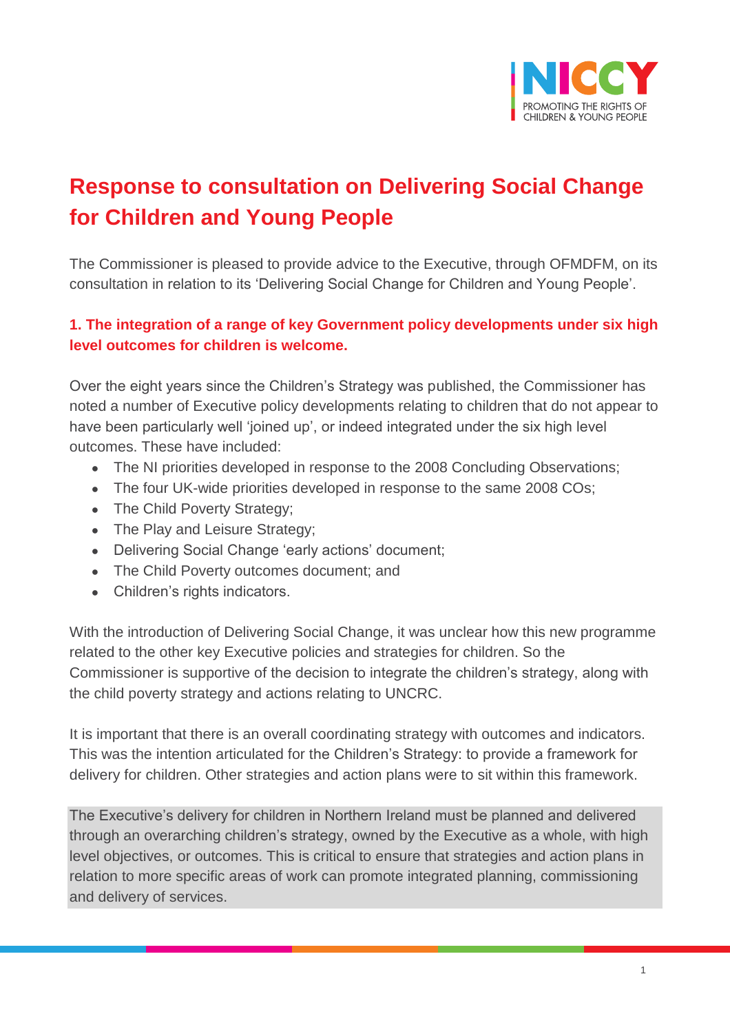# Response to consultation on Delivering Social Change for Children and Young People

The Commissioner is pleased to provide advice to the Executive, through OFMDFM, on its consultation in relation to its 'Delivering Social Change for Children and Young People'.

### 1. The integration of a range of key Government policy developments under six high level outcomes for children is welcome.

Over the eight years since the Children's Strategy was published, the Commissioner has noted a number of Executive policy developments relating to children that do not appear to have been particularly well 'joined up', or indeed integrated under the six high level outcomes. These have included:

- The NI priorities developed in response to the 2008 Concluding Observations;
- The four UK-wide priorities developed in response to the same 2008 COs;
- The Child Poverty Strategy;
- The Play and Leisure Strategy;
- Delivering Social Change 'early actions' document;
- The Child Poverty outcomes document; and
- Children's rights indicators.

With the introduction of Delivering Social Change, it was unclear how this new programme related to the other key Executive policies and strategies for children. So the Commissioner is supportive of the decision to integrate the children's strategy, along with the child poverty strategy and actions relating to UNCRC.

It is important that there is an overall coordinating strategy with outcomes and indicators. This was the intention articulated for the Children's Strategy: to provide a framework for delivery for children. Other strategies and action plans were to sit within this framework.

The Executive's delivery for children in Northern Ireland must be planned and delivered through an overarching children's strategy, owned by the Executive as a whole, with high level objectives, or outcomes. This is critical to ensure that strategies and action plans in relation to more specific areas of work can promote integrated planning, commissioning and delivery of services.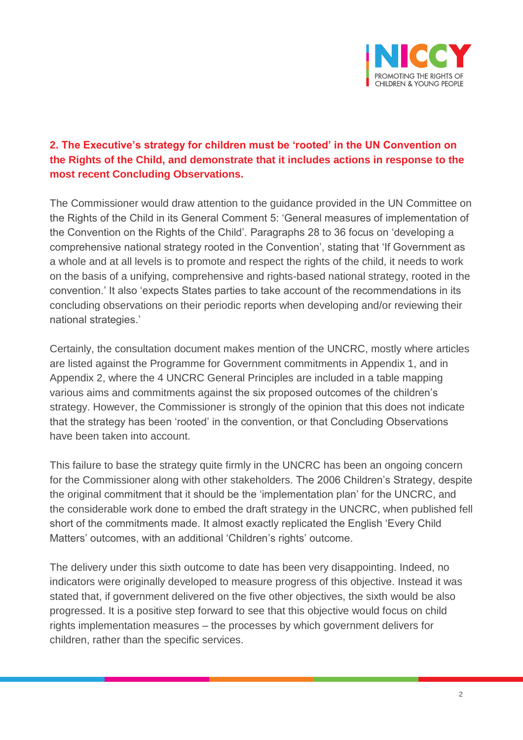## 2. The Executive's strategy for children must be 'rooted' in the UN Convention on the Rights of the Child, and demonstrate that it includes actions in response to the most recent Concluding Observations.

The Commissioner would draw attention to the guidance provided in the UN Committee on the Rights of the Child in its General Comment 5: 'General measures of implementation of the Convention on the Rights of the Child'. Paragraphs 28 to 36 focus on 'developing a comprehensive national strategy rooted in the Convention', stating that 'If Government as a whole and at all levels is to promote and respect the rights of the child, it needs to work on the basis of a unifying, comprehensive and rights-based national strategy, rooted in the convention.' It also 'expects States parties to take account of the recommendations in its concluding observations on their periodic reports when developing and/or reviewing their national strategies.'

Certainly, the consultation document makes mention of the UNCRC, mostly where articles are listed against the Programme for Government commitments in Appendix 1, and in Appendix 2, where the 4 UNCRC General Principles are included in a table mapping various aims and commitments against the six proposed outcomes of the children's strategy. However, the Commissioner is strongly of the opinion that this does not indicate that the strategy has been 'rooted' in the convention, or that Concluding Observations have been taken into account.

This failure to base the strategy quite firmly in the UNCRC has been an ongoing concern for the Commissioner along with other stakeholders. The 2006 Children's Strategy, despite the original commitment that it should be the 'implementation plan' for the UNCRC, and the considerable work done to embed the draft strategy in the UNCRC, when published fell short of the commitments made. It almost exactly replicated the English 'Every Child Matters' outcomes, with an additional 'Children's rights' outcome.

The delivery under this sixth outcome to date has been very disappointing. Indeed, no indicators were originally developed to measure progress of this objective. Instead it was stated that, if government delivered on the five other objectives, the sixth would be also progressed. It is a positive step forward to see that this objective would focus on child rights implementation measures – the processes by which government delivers for children, rather than the specific services.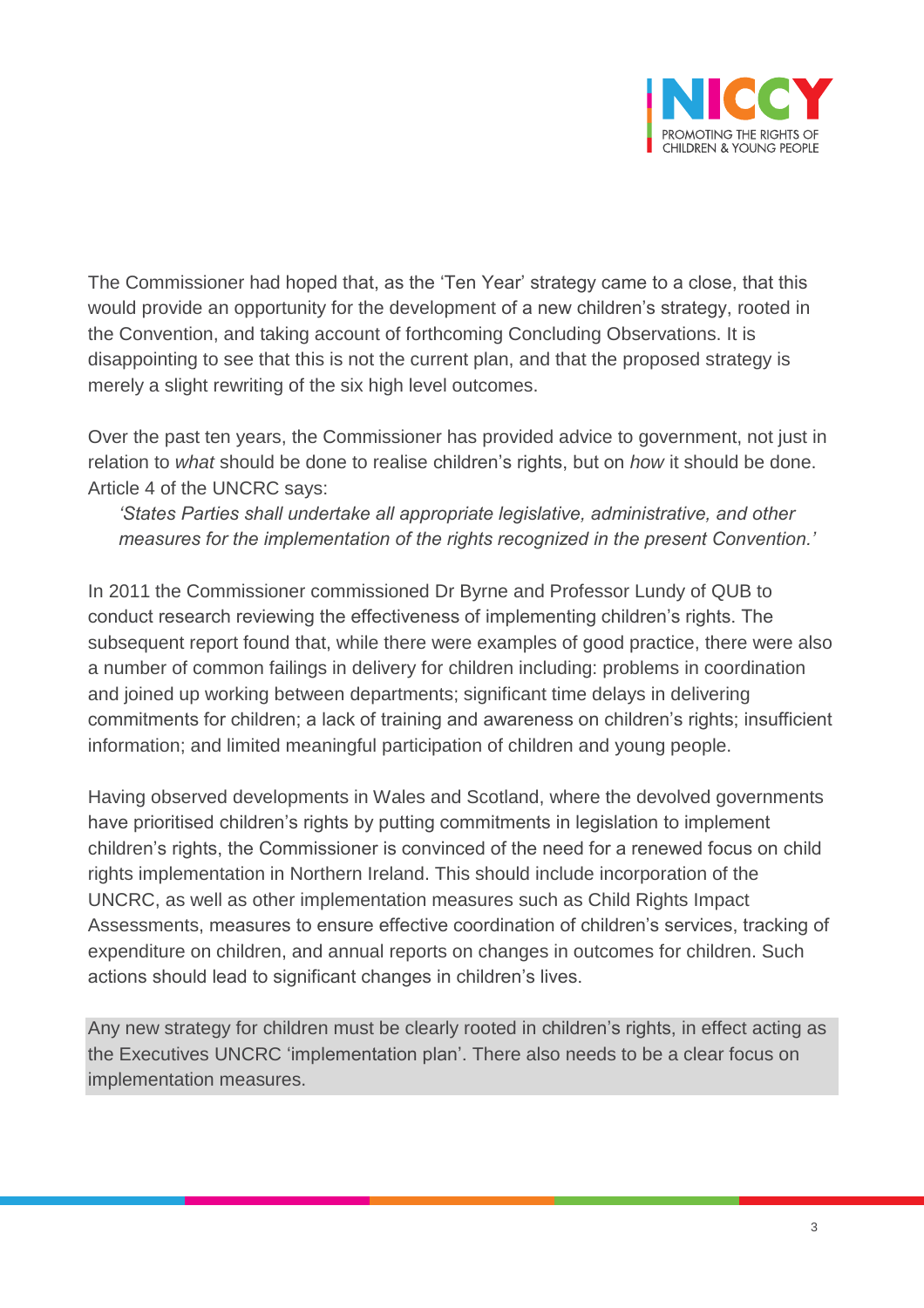The Commissioner had hoped that, as the 'Ten Year' strategy came to a close, that this would provide an opportunity for the development of a new children's strategy, rooted in the Convention, and taking account of forthcoming Concluding Observations. It is disappointing to see that this is not the current plan, and that the proposed strategy is merely a slight rewriting of the six high level outcomes.

Over the past ten years, the Commissioner has provided advice to government, not just in relation to *what* should be done to realise children's rights, but on *how* it should be done. Article 4 of the UNCRC says:

> *'States Parties shall undertake all appropriate legislative, administrative, and other measures for the implementation of the rights recognized in the present Convention.'*

In 2011 the Commissioner commissioned Dr Byrne and Professor Lundy of QUB to conduct research reviewing the effectiveness of implementing children's rights. The subsequent report found that, while there were examples of good practice, there were also a number of common failings in delivery for children including: problems in coordination and joined up working between departments; significant time delays in delivering commitments for children; a lack of training and awareness on children's rights; insufficient information; and limited meaningful participation of children and young people.

Having observed developments in Wales and Scotland, where the devolved governments have prioritised children's rights by putting commitments in legislation to implement children's rights, the Commissioner is convinced of the need for a renewed focus on child rights implementation in Northern Ireland. This should include incorporation of the UNCRC, as well as other implementation measures such as Child Rights Impact Assessments, measures to ensure effective coordination of children's services, tracking of expenditure on children, and annual reports on changes in outcomes for children. Such actions should lead to significant changes in children's lives.

Any new strategy for children must be clearly rooted in children's rights, in effect acting as the Executives UNCRC 'implementation plan'. There also needs to be a clear focus on implementation measures.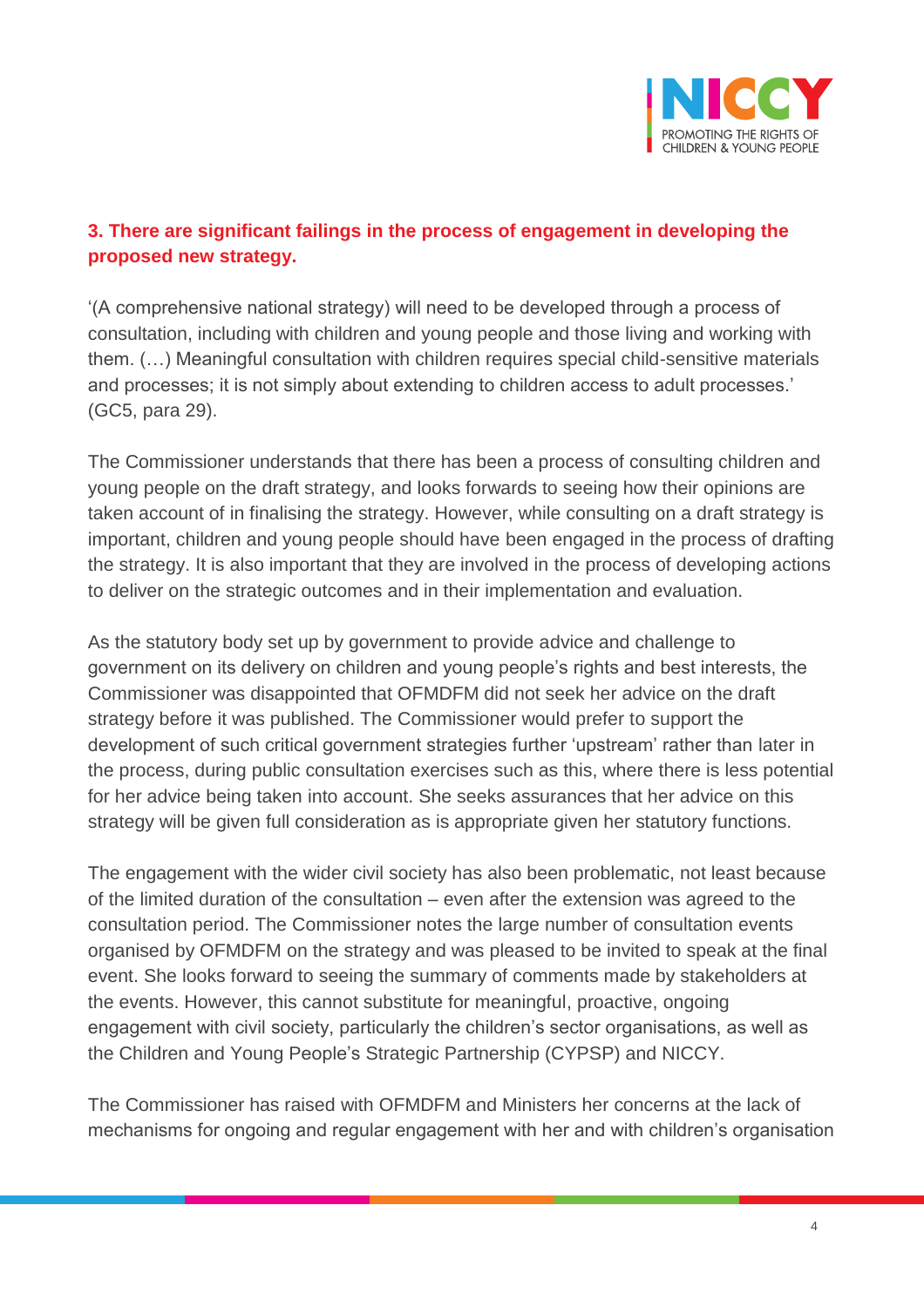### 3. There are significant failings in the process of engagement in developing the proposed new strategy.

'(A comprehensive national strategy) will need to be developed through a process of consultation, including with children and young people and those living and working with them. (…) Meaningful consultation with children requires special child-sensitive materials and processes; it is not simply about extending to children access to adult processes.' (GC5, para 29).

The Commissioner understands that there has been a process of consulting children and young people on the draft strategy, and looks forwards to seeing how their opinions are taken account of in finalising the strategy. However, while consulting on a draft strategy is important, children and young people should have been engaged in the process of drafting the strategy. It is also important that they are involved in the process of developing actions to deliver on the strategic outcomes and in their implementation and evaluation.

As the statutory body set up by government to provide advice and challenge to government on its delivery on children and young people's rights and best interests, the Commissioner was disappointed that OFMDFM did not seek her advice on the draft strategy before it was published. The Commissioner would prefer to support the development of such critical government strategies further 'upstream' rather than later in the process, during public consultation exercises such as this, where there is less potential for her advice being taken into account. She seeks assurances that her advice on this strategy will be given full consideration as is appropriate given her statutory functions.

The engagement with the wider civil society has also been problematic, not least because of the limited duration of the consultation – even after the extension was agreed to the consultation period. The Commissioner notes the large number of consultation events organised by OFMDFM on the strategy and was pleased to be invited to speak at the final event. She looks forward to seeing the summary of comments made by stakeholders at the events. However, this cannot substitute for meaningful, proactive, ongoing engagement with civil society, particularly the children's sector organisations, as well as the Children and Young People's Strategic Partnership (CYPSP) and NICCY.

The Commissioner has raised with OFMDFM and Ministers her concerns at the lack of mechanisms for ongoing and regular engagement with her and with children's organisation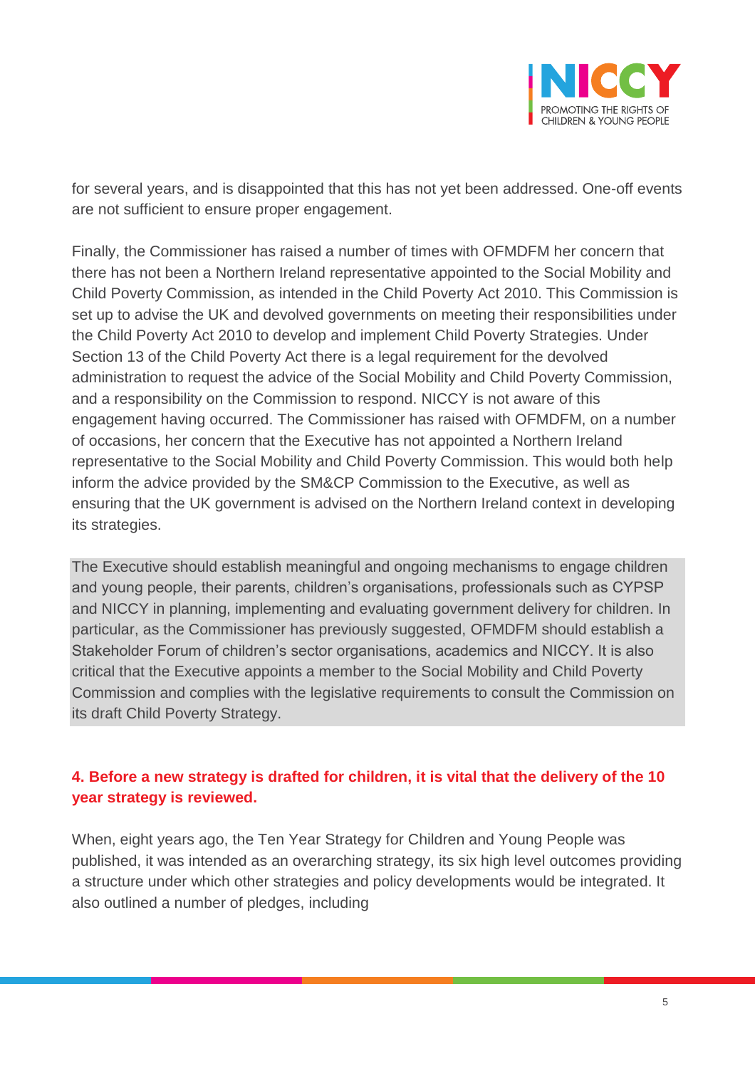for several years, and is disappointed that this has not yet been addressed. One-off events are not sufficient to ensure proper engagement.

Finally, the Commissioner has raised a number of times with OFMDFM her concern that there has not been a Northern Ireland representative appointed to the Social Mobility and Child Poverty Commission, as intended in the Child Poverty Act 2010. This Commission is set up to advise the UK and devolved governments on meeting their responsibilities under the Child Poverty Act 2010 to develop and implement Child Poverty Strategies. Under Section 13 of the Child Poverty Act there is a legal requirement for the devolved administration to request the advice of the Social Mobility and Child Poverty Commission, and a responsibility on the Commission to respond. NICCY is not aware of this engagement having occurred. The Commissioner has raised with OFMDFM, on a number of occasions, her concern that the Executive has not appointed a Northern Ireland representative to the Social Mobility and Child Poverty Commission. This would both help inform the advice provided by the SM&CP Commission to the Executive, as well as ensuring that the UK government is advised on the Northern Ireland context in developing its strategies.

The Executive should establish meaningful and ongoing mechanisms to engage children and young people, their parents, children's organisations, professionals such as CYPSP and NICCY in planning, implementing and evaluating government delivery for children. In particular, as the Commissioner has previously suggested, OFMDFM should establish a Stakeholder Forum of children's sector organisations, academics and NICCY. It is also critical that the Executive appoints a member to the Social Mobility and Child Poverty Commission and complies with the legislative requirements to consult the Commission on its draft Child Poverty Strategy.

### 4. Before a new strategy is drafted for children, it is vital that the delivery of the 10 year strategy is reviewed.

When, eight years ago, the Ten Year Strategy for Children and Young People was published, it was intended as an overarching strategy, its six high level outcomes providing a structure under which other strategies and policy developments would be integrated. It also outlined a number of pledges, including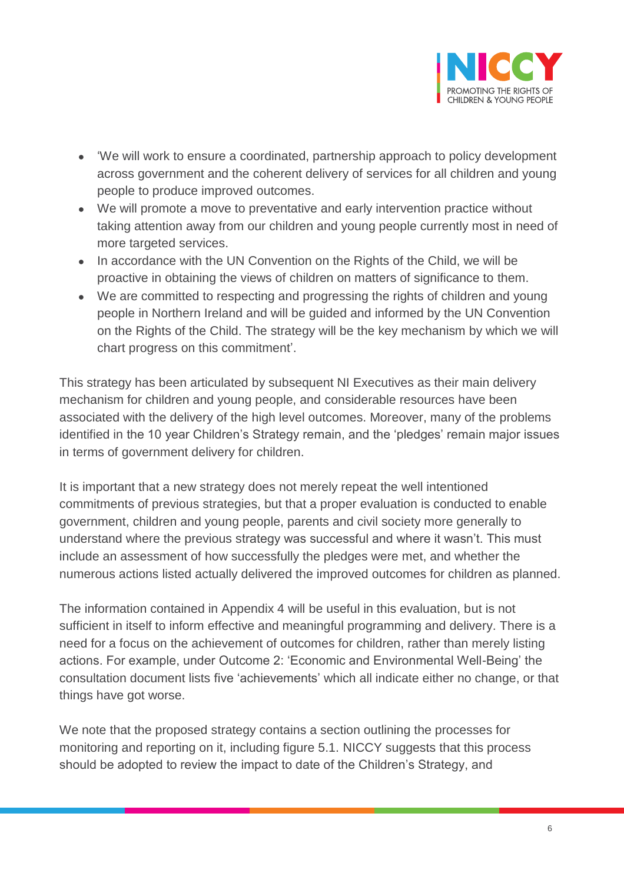- 'We will work to ensure a coordinated, partnership approach to policy development across government and the coherent delivery of services for all children and young people to produce improved outcomes.
- We will promote a move to preventative and early intervention practice without taking attention away from our children and young people currently most in need of more targeted services.
- In accordance with the UN Convention on the Rights of the Child, we will be proactive in obtaining the views of children on matters of significance to them.
- We are committed to respecting and progressing the rights of children and young people in Northern Ireland and will be guided and informed by the UN Convention on the Rights of the Child. The strategy will be the key mechanism by which we will chart progress on this commitment'.

This strategy has been articulated by subsequent NI Executives as their main delivery mechanism for children and young people, and considerable resources have been associated with the delivery of the high level outcomes. Moreover, many of the problems identified in the 10 year Children's Strategy remain, and the 'pledges' remain major issues in terms of government delivery for children.

It is important that a new strategy does not merely repeat the well intentioned commitments of previous strategies, but that a proper evaluation is conducted to enable government, children and young people, parents and civil society more generally to understand where the previous strategy was successful and where it wasn't. This must include an assessment of how successfully the pledges were met, and whether the numerous actions listed actually delivered the improved outcomes for children as planned.

The information contained in Appendix 4 will be useful in this evaluation, but is not sufficient in itself to inform effective and meaningful programming and delivery. There is a need for a focus on the achievement of outcomes for children, rather than merely listing actions. For example, under Outcome 2: 'Economic and Environmental Well-Being' the consultation document lists five 'achievements' which all indicate either no change, or that things have got worse.

We note that the proposed strategy contains a section outlining the processes for monitoring and reporting on it, including figure 5.1. NICCY suggests that this process should be adopted to review the impact to date of the Children's Strategy, and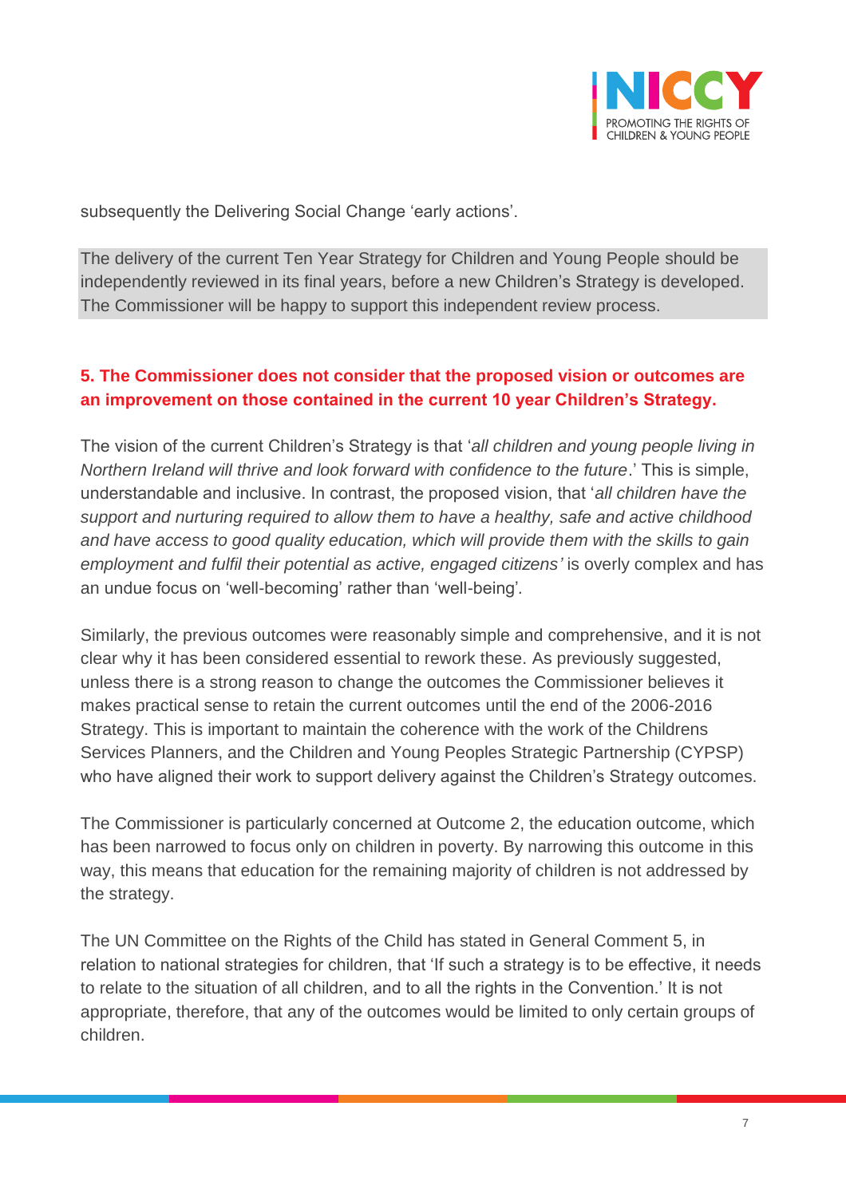subsequently the Delivering Social Change 'early actions'.

The delivery of the current Ten Year Strategy for Children and Young People should be independently reviewed in its final years, before a new Children's Strategy is developed. The Commissioner will be happy to support this independent review process.

**5. The Commissioner does not consider that the proposed vision or outcomes are an improvement on those contained in the current 10 year Children's Strategy.**

The vision of the current Children's Strategy is that '*all children and young people living in Northern Ireland will thrive and look forward with confidence to the future*.' This is simple, understandable and inclusive. In contrast, the proposed vision, that '*all children have the support and nurturing required to allow them to have a healthy, safe and active childhood and have access to good quality education, which will provide them with the skills to gain employment and fulfil their potential as active, engaged citizens'* is overly complex and has an undue focus on 'well-becoming' rather than 'well-being'.

Similarly, the previous outcomes were reasonably simple and comprehensive, and it is not clear why it has been considered essential to rework these. As previously suggested, unless there is a strong reason to change the outcomes the Commissioner believes it makes practical sense to retain the current outcomes until the end of the 2006-2016 Strategy. This is important to maintain the coherence with the work of the Childrens Services Planners, and the Children and Young Peoples Strategic Partnership (CYPSP) who have aligned their work to support delivery against the Children's Strategy outcomes.

The Commissioner is particularly concerned at Outcome 2, the education outcome, which has been narrowed to focus only on children in poverty. By narrowing this outcome in this way, this means that education for the remaining majority of children is not addressed by the strategy.

The UN Committee on the Rights of the Child has stated in General Comment 5, in relation to national strategies for children, that 'If such a strategy is to be effective, it needs to relate to the situation of all children, and to all the rights in the Convention.' It is not appropriate, therefore, that any of the outcomes would be limited to only certain groups of children.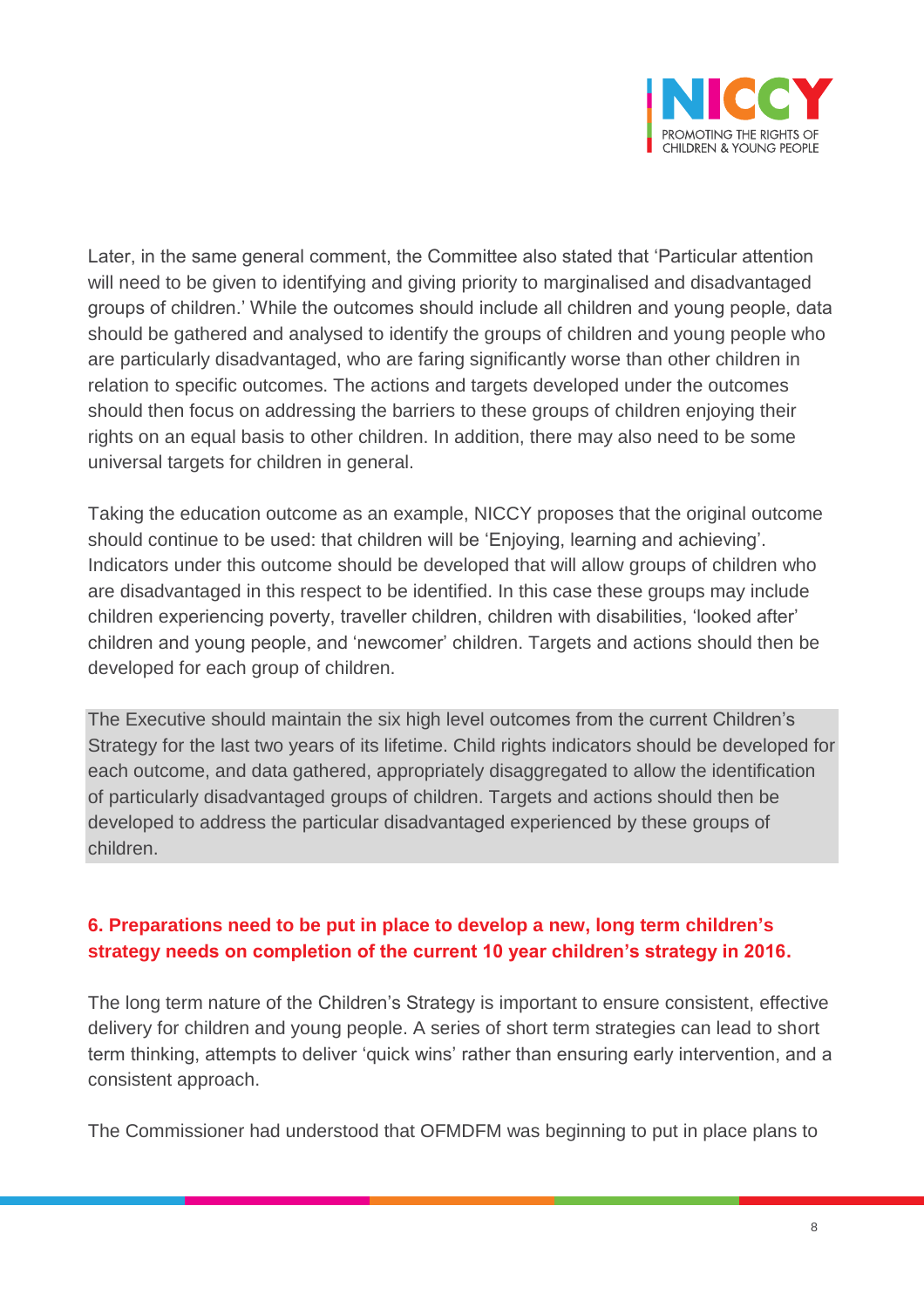Later, in the same general comment, the Committee also stated that 'Particular attention will need to be given to identifying and giving priority to marginalised and disadvantaged groups of children.' While the outcomes should include all children and young people, data should be gathered and analysed to identify the groups of children and young people who are particularly disadvantaged, who are faring significantly worse than other children in relation to specific outcomes. The actions and targets developed under the outcomes should then focus on addressing the barriers to these groups of children enjoying their rights on an equal basis to other children. In addition, there may also need to be some universal targets for children in general.

Taking the education outcome as an example, NICCY proposes that the original outcome should continue to be used: that children will be 'Enjoying, learning and achieving'. Indicators under this outcome should be developed that will allow groups of children who are disadvantaged in this respect to be identified. In this case these groups may include children experiencing poverty, traveller children, children with disabilities, 'looked after' children and young people, and 'newcomer' children. Targets and actions should then be developed for each group of children.

The Executive should maintain the six high level outcomes from the current Children's Strategy for the last two years of its lifetime. Child rights indicators should be developed for each outcome, and data gathered, appropriately disaggregated to allow the identification of particularly disadvantaged groups of children. Targets and actions should then be developed to address the particular disadvantaged experienced by these groups of children.

### 6. Preparations need to be put in place to develop a new, long term children's strategy needs on completion of the current 10 year children's strategy in 2016.

The long term nature of the Children's Strategy is important to ensure consistent, effective delivery for children and young people. A series of short term strategies can lead to short term thinking, attempts to deliver 'quick wins' rather than ensuring early intervention, and a consistent approach.

The Commissioner had understood that OFMDFM was beginning to put in place plans to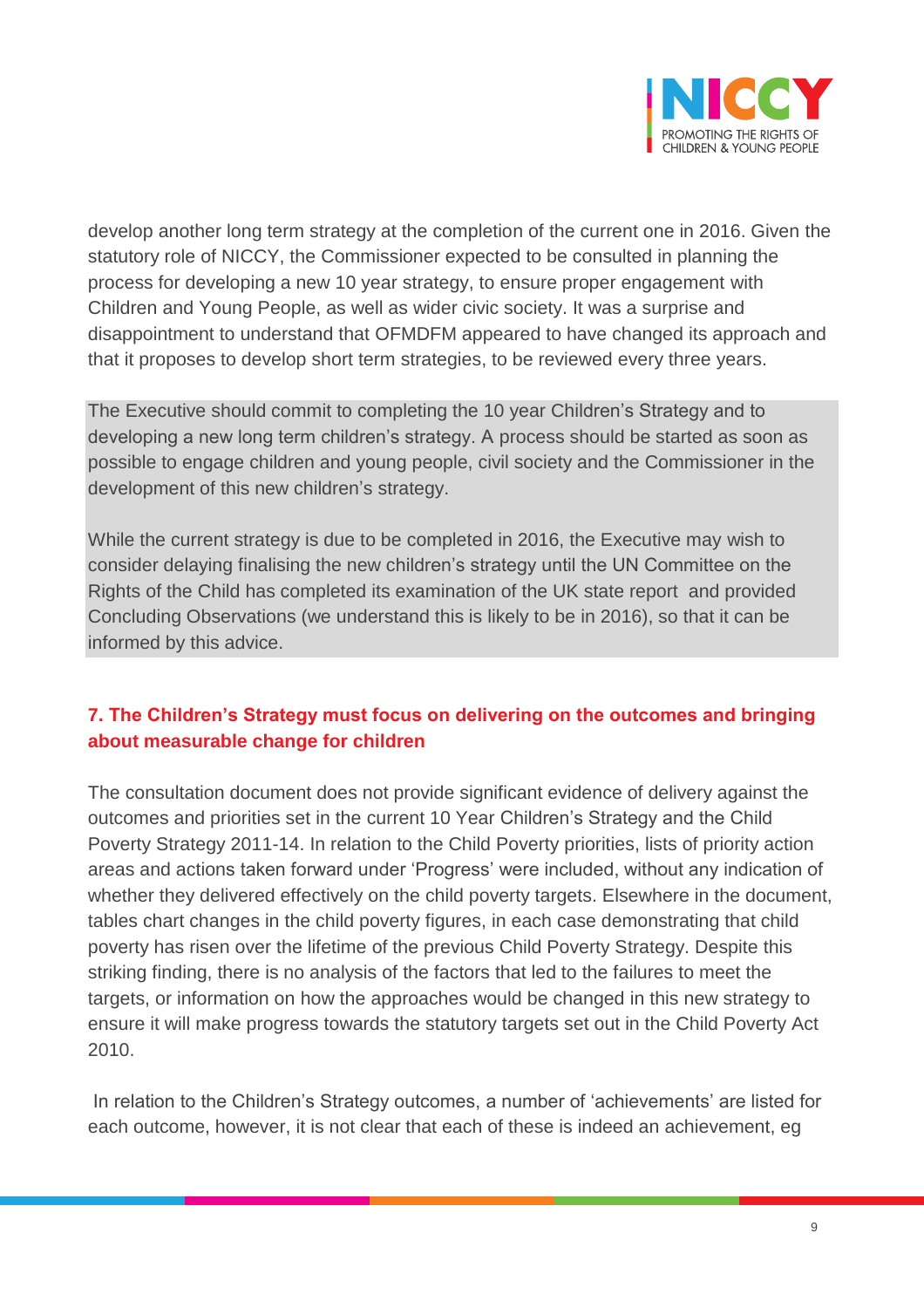develop another long term strategy at the completion of the current one in 2016. Given the statutory role of NICCY, the Commissioner expected to be consulted in planning the process for developing a new 10 year strategy, to ensure proper engagement with Children and Young People, as well as wider civic society. It was a surprise and disappointment to understand that OFMDFM appeared to have changed its approach and that it proposes to develop short term strategies, to be reviewed every three years.

The Executive should commit to completing the 10 year Children's Strategy and to developing a new long term children's strategy. A process should be started as soon as possible to engage children and young people, civil society and the Commissioner in the development of this new children's strategy.

While the current strategy is due to be completed in 2016, the Executive may wish to consider delaying finalising the new children's strategy until the UN Committee on the Rights of the Child has completed its examination of the UK state report and provided Concluding Observations (we understand this is likely to be in 2016), so that it can be informed by this advice.

## 7. The Children's Strategy must focus on delivering on the outcomes and bringing about measurable change for children

The consultation document does not provide significant evidence of delivery against the outcomes and priorities set in the current 10 Year Children's Strategy and the Child Poverty Strategy 2011-14. In relation to the Child Poverty priorities, lists of priority action areas and actions taken forward under 'Progress' were included, without any indication of whether they delivered effectively on the child poverty targets. Elsewhere in the document, tables chart changes in the child poverty figures, in each case demonstrating that child poverty has risen over the lifetime of the previous Child Poverty Strategy. Despite this striking finding, there is no analysis of the factors that led to the failures to meet the targets, or information on how the approaches would be changed in this new strategy to ensure it will make progress towards the statutory targets set out in the Child Poverty Act 2010.

In relation to the Children's Strategy outcomes, a number of 'achievements' are listed for each outcome, however, it is not clear that each of these is indeed an achievement, eg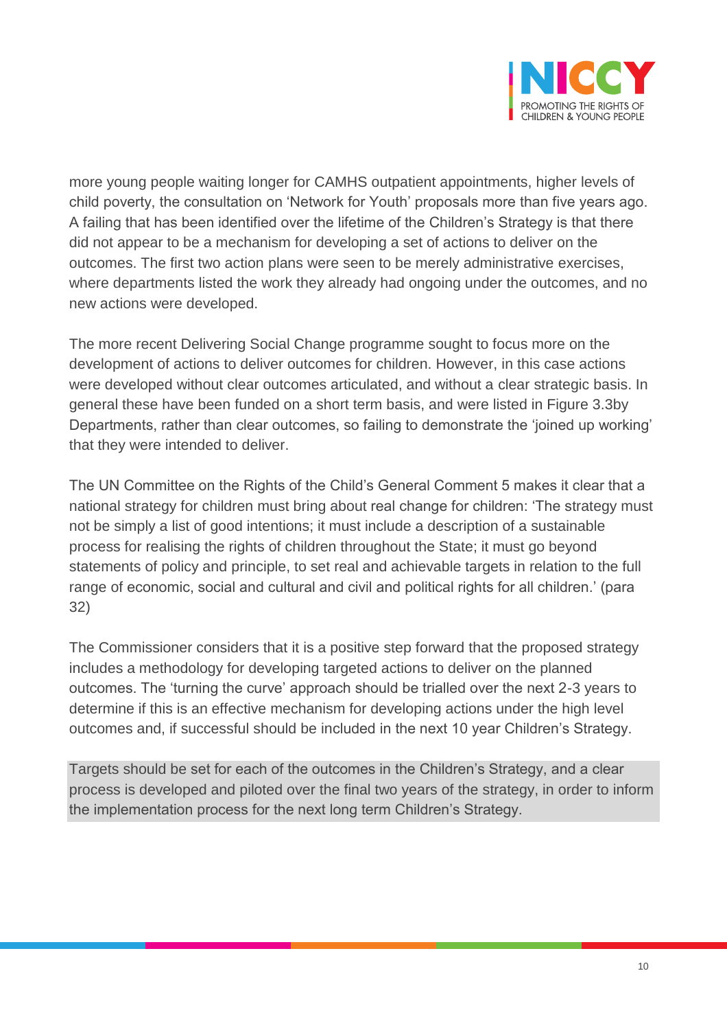more young people waiting longer for CAMHS outpatient appointments, higher levels of child poverty, the consultation on 'Network for Youth' proposals more than five years ago. A failing that has been identified over the lifetime of the Children's Strategy is that there did not appear to be a mechanism for developing a set of actions to deliver on the outcomes. The first two action plans were seen to be merely administrative exercises, where departments listed the work they already had ongoing under the outcomes, and no new actions were developed.

The more recent Delivering Social Change programme sought to focus more on the development of actions to deliver outcomes for children. However, in this case actions were developed without clear outcomes articulated, and without a clear strategic basis. In general these have been funded on a short term basis, and were listed in Figure 3.3by Departments, rather than clear outcomes, so failing to demonstrate the 'joined up working' that they were intended to deliver.

The UN Committee on the Rights of the Child's General Comment 5 makes it clear that a national strategy for children must bring about real change for children: 'The strategy must not be simply a list of good intentions; it must include a description of a sustainable process for realising the rights of children throughout the State; it must go beyond statements of policy and principle, to set real and achievable targets in relation to the full range of economic, social and cultural and civil and political rights for all children.' (para 32)

The Commissioner considers that it is a positive step forward that the proposed strategy includes a methodology for developing targeted actions to deliver on the planned outcomes. The 'turning the curve' approach should be trialled over the next 2-3 years to determine if this is an effective mechanism for developing actions under the high level outcomes and, if successful should be included in the next 10 year Children's Strategy.

Targets should be set for each of the outcomes in the Children's Strategy, and a clear process is developed and piloted over the final two years of the strategy, in order to inform the implementation process for the next long term Children's Strategy.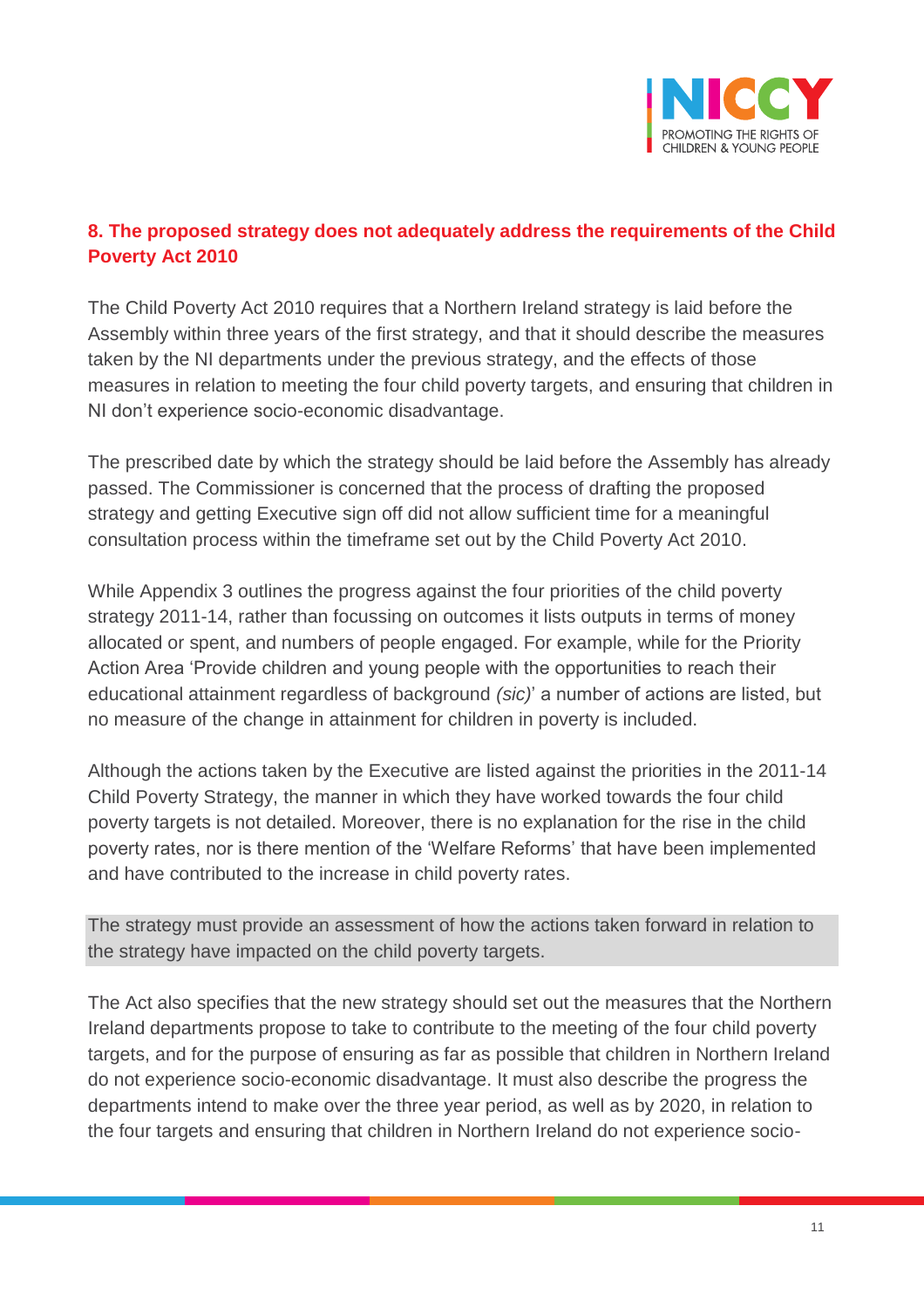## 8. The proposed strategy does not adequately address the requirements of the Child Poverty Act 2010

The Child Poverty Act 2010 requires that a Northern Ireland strategy is laid before the Assembly within three years of the first strategy, and that it should describe the measures taken by the NI departments under the previous strategy, and the effects of those measures in relation to meeting the four child poverty targets, and ensuring that children in NI don't experience socio-economic disadvantage.

The prescribed date by which the strategy should be laid before the Assembly has already passed. The Commissioner is concerned that the process of drafting the proposed strategy and getting Executive sign off did not allow sufficient time for a meaningful consultation process within the timeframe set out by the Child Poverty Act 2010.

While Appendix 3 outlines the progress against the four priorities of the child poverty strategy 2011-14, rather than focussing on outcomes it lists outputs in terms of money allocated or spent, and numbers of people engaged. For example, while for the Priority Action Area 'Provide children and young people with the opportunities to reach their educational attainment regardless of background *(sic)*' a number of actions are listed, but no measure of the change in attainment for children in poverty is included.

Although the actions taken by the Executive are listed against the priorities in the 2011-14 Child Poverty Strategy, the manner in which they have worked towards the four child poverty targets is not detailed. Moreover, there is no explanation for the rise in the child poverty rates, nor is there mention of the 'Welfare Reforms' that have been implemented and have contributed to the increase in child poverty rates.

The strategy must provide an assessment of how the actions taken forward in relation to the strategy have impacted on the child poverty targets.

The Act also specifies that the new strategy should set out the measures that the Northern Ireland departments propose to take to contribute to the meeting of the four child poverty targets, and for the purpose of ensuring as far as possible that children in Northern Ireland do not experience socio-economic disadvantage. It must also describe the progress the departments intend to make over the three year period, as well as by 2020, in relation to the four targets and ensuring that children in Northern Ireland do not experience socio-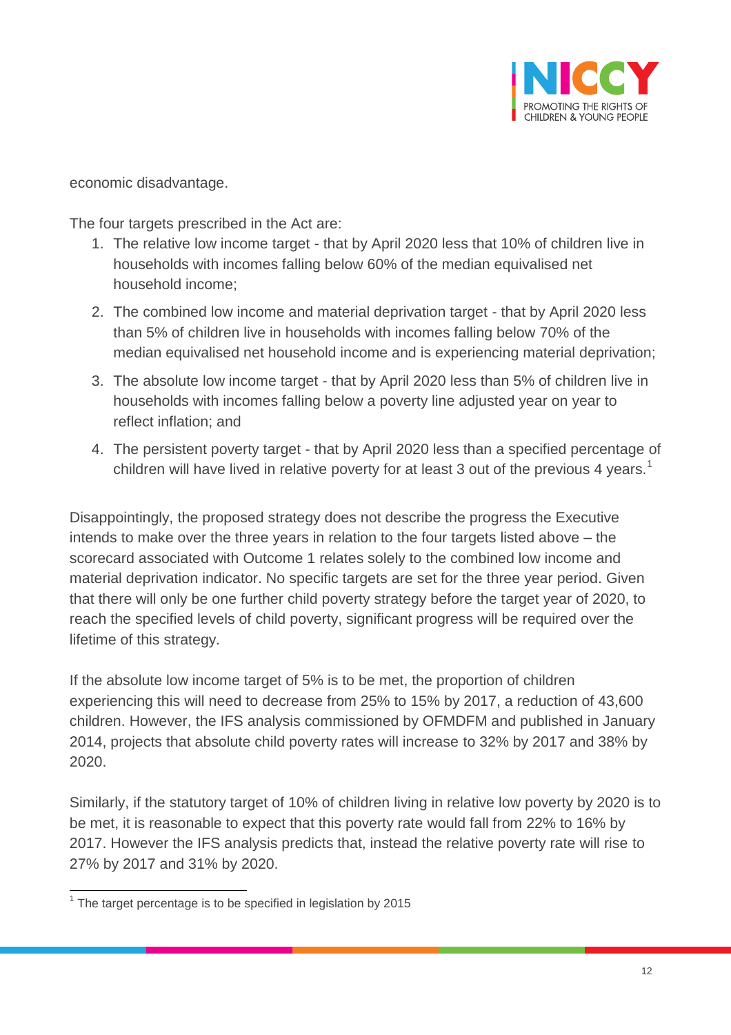economic disadvantage.

The four targets prescribed in the Act are:

1. The relative low income target - that by April 2020 less that 10% of children live in households with incomes falling below 60% of the median equivalised net household income;
2. The combined low income and material deprivation target - that by April 2020 less than 5% of children live in households with incomes falling below 70% of the median equivalised net household income and is experiencing material deprivation;
3. The absolute low income target - that by April 2020 less than 5% of children live in households with incomes falling below a poverty line adjusted year on year to reflect inflation; and
4. The persistent poverty target - that by April 2020 less than a specified percentage of children will have lived in relative poverty for at least 3 out of the previous 4 years.[1]

Disappointingly, the proposed strategy does not describe the progress the Executive intends to make over the three years in relation to the four targets listed above – the scorecard associated with Outcome 1 relates solely to the combined low income and material deprivation indicator. No specific targets are set for the three year period. Given that there will only be one further child poverty strategy before the target year of 2020, to reach the specified levels of child poverty, significant progress will be required over the lifetime of this strategy.

If the absolute low income target of 5% is to be met, the proportion of children experiencing this will need to decrease from 25% to 15% by 2017, a reduction of 43,600 children. However, the IFS analysis commissioned by OFMDFM and published in January 2014, projects that absolute child poverty rates will increase to 32% by 2017 and 38% by 2020.

Similarly, if the statutory target of 10% of children living in relative low poverty by 2020 is to be met, it is reasonable to expect that this poverty rate would fall from 22% to 16% by 2017. However the IFS analysis predicts that, instead the relative poverty rate will rise to 27% by 2017 and 31% by 2020.

[1] The target percentage is to be specified in legislation by 2015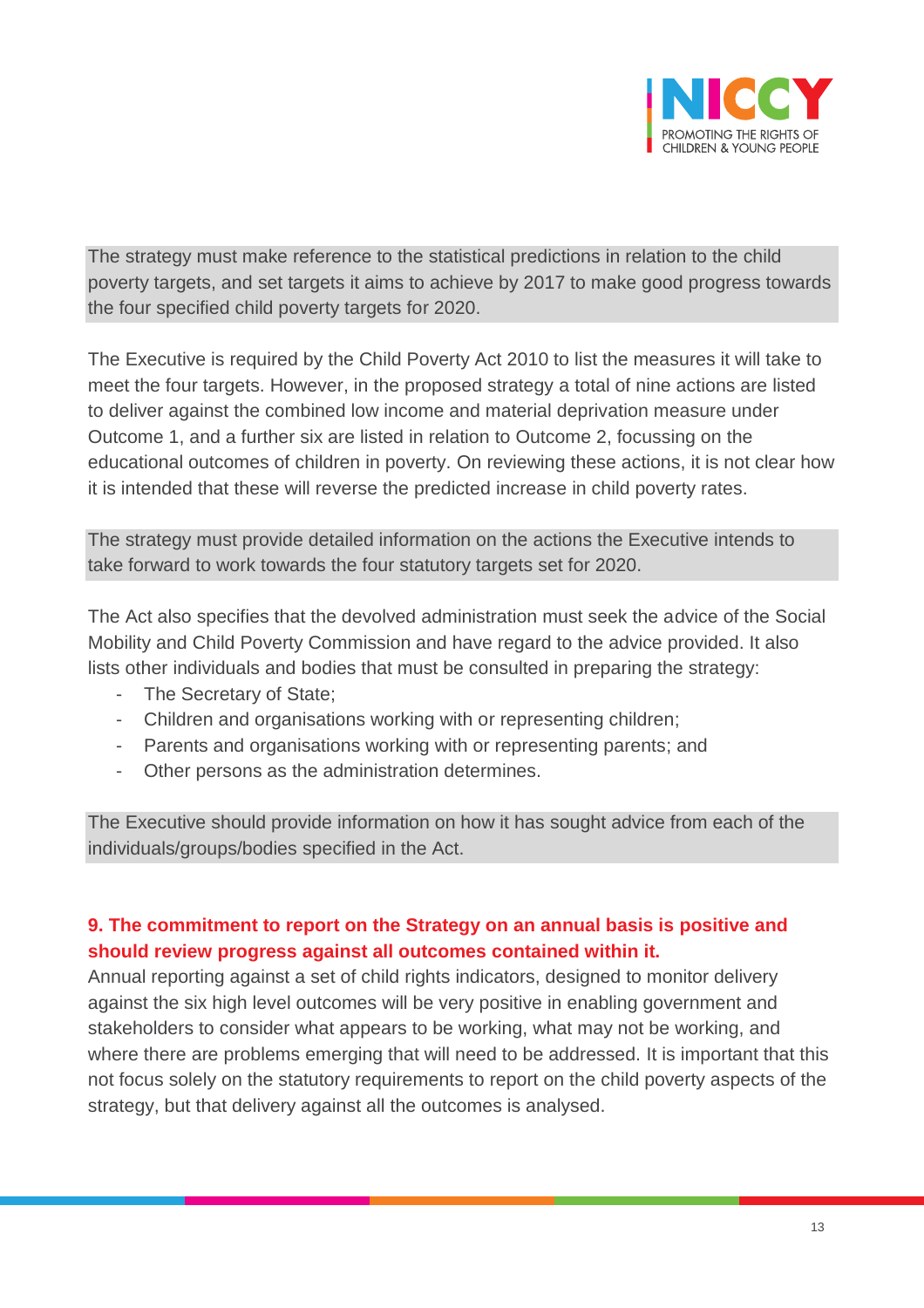The strategy must make reference to the statistical predictions in relation to the child poverty targets, and set targets it aims to achieve by 2017 to make good progress towards the four specified child poverty targets for 2020.

The Executive is required by the Child Poverty Act 2010 to list the measures it will take to meet the four targets. However, in the proposed strategy a total of nine actions are listed to deliver against the combined low income and material deprivation measure under Outcome 1, and a further six are listed in relation to Outcome 2, focussing on the educational outcomes of children in poverty. On reviewing these actions, it is not clear how it is intended that these will reverse the predicted increase in child poverty rates.

The strategy must provide detailed information on the actions the Executive intends to take forward to work towards the four statutory targets set for 2020.

The Act also specifies that the devolved administration must seek the advice of the Social Mobility and Child Poverty Commission and have regard to the advice provided. It also lists other individuals and bodies that must be consulted in preparing the strategy:

- The Secretary of State;
- Children and organisations working with or representing children;
- Parents and organisations working with or representing parents; and
- Other persons as the administration determines.

The Executive should provide information on how it has sought advice from each of the individuals/groups/bodies specified in the Act.

**9. The commitment to report on the Strategy on an annual basis is positive and should review progress against all outcomes contained within it.**

Annual reporting against a set of child rights indicators, designed to monitor delivery against the six high level outcomes will be very positive in enabling government and stakeholders to consider what appears to be working, what may not be working, and where there are problems emerging that will need to be addressed. It is important that this not focus solely on the statutory requirements to report on the child poverty aspects of the strategy, but that delivery against all the outcomes is analysed.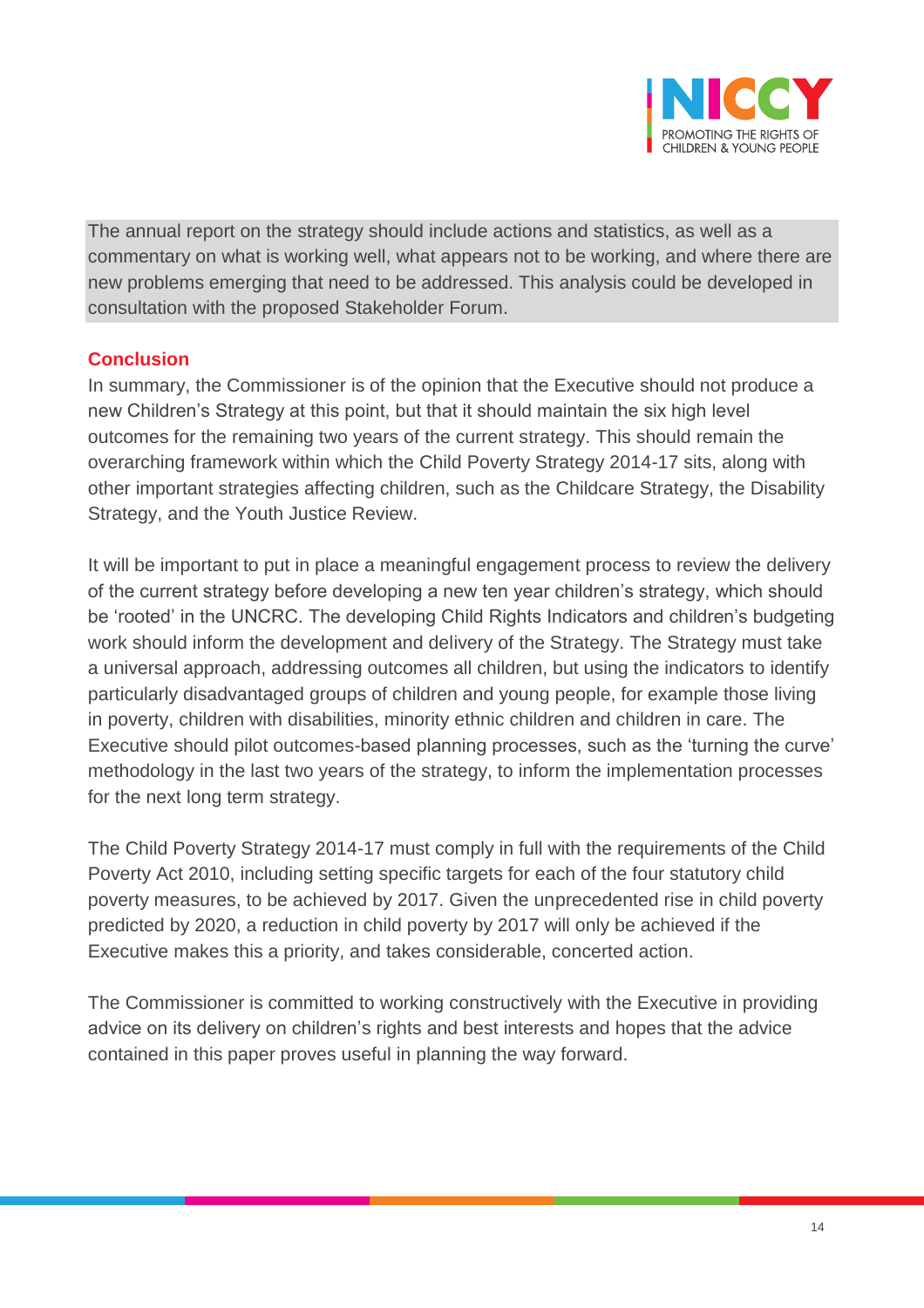The annual report on the strategy should include actions and statistics, as well as a commentary on what is working well, what appears not to be working, and where there are new problems emerging that need to be addressed. This analysis could be developed in consultation with the proposed Stakeholder Forum.

## Conclusion

In summary, the Commissioner is of the opinion that the Executive should not produce a new Children's Strategy at this point, but that it should maintain the six high level outcomes for the remaining two years of the current strategy. This should remain the overarching framework within which the Child Poverty Strategy 2014-17 sits, along with other important strategies affecting children, such as the Childcare Strategy, the Disability Strategy, and the Youth Justice Review.

It will be important to put in place a meaningful engagement process to review the delivery of the current strategy before developing a new ten year children's strategy, which should be 'rooted' in the UNCRC. The developing Child Rights Indicators and children's budgeting work should inform the development and delivery of the Strategy. The Strategy must take a universal approach, addressing outcomes all children, but using the indicators to identify particularly disadvantaged groups of children and young people, for example those living in poverty, children with disabilities, minority ethnic children and children in care. The Executive should pilot outcomes-based planning processes, such as the 'turning the curve' methodology in the last two years of the strategy, to inform the implementation processes for the next long term strategy.

The Child Poverty Strategy 2014-17 must comply in full with the requirements of the Child Poverty Act 2010, including setting specific targets for each of the four statutory child poverty measures, to be achieved by 2017. Given the unprecedented rise in child poverty predicted by 2020, a reduction in child poverty by 2017 will only be achieved if the Executive makes this a priority, and takes considerable, concerted action.

The Commissioner is committed to working constructively with the Executive in providing advice on its delivery on children's rights and best interests and hopes that the advice contained in this paper proves useful in planning the way forward.